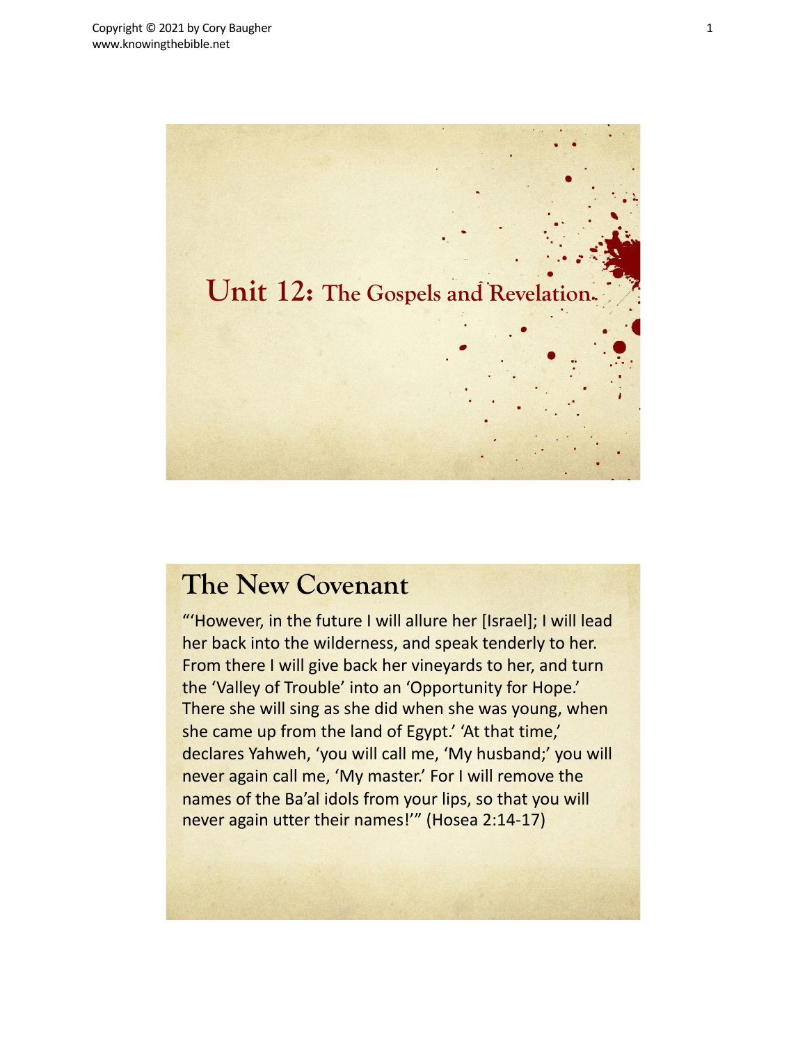# Unit 12: The Gospels and Revelation

## The New Covenant

"'However, in the future I will allure her [Israel]; I will lead her back into the wilderness, and speak tenderly to her. From there I will give back her vineyards to her, and turn the 'Valley of Trouble' into an 'Opportunity for Hope.' There she will sing as she did when she was young, when she came up from the land of Egypt.' 'At that time,' declares Yahweh, 'you will call me, 'My husband;' you will never again call me, 'My master.' For I will remove the names of the Ba'al idols from your lips, so that you will never again utter their names!'" (Hosea 2:14-17)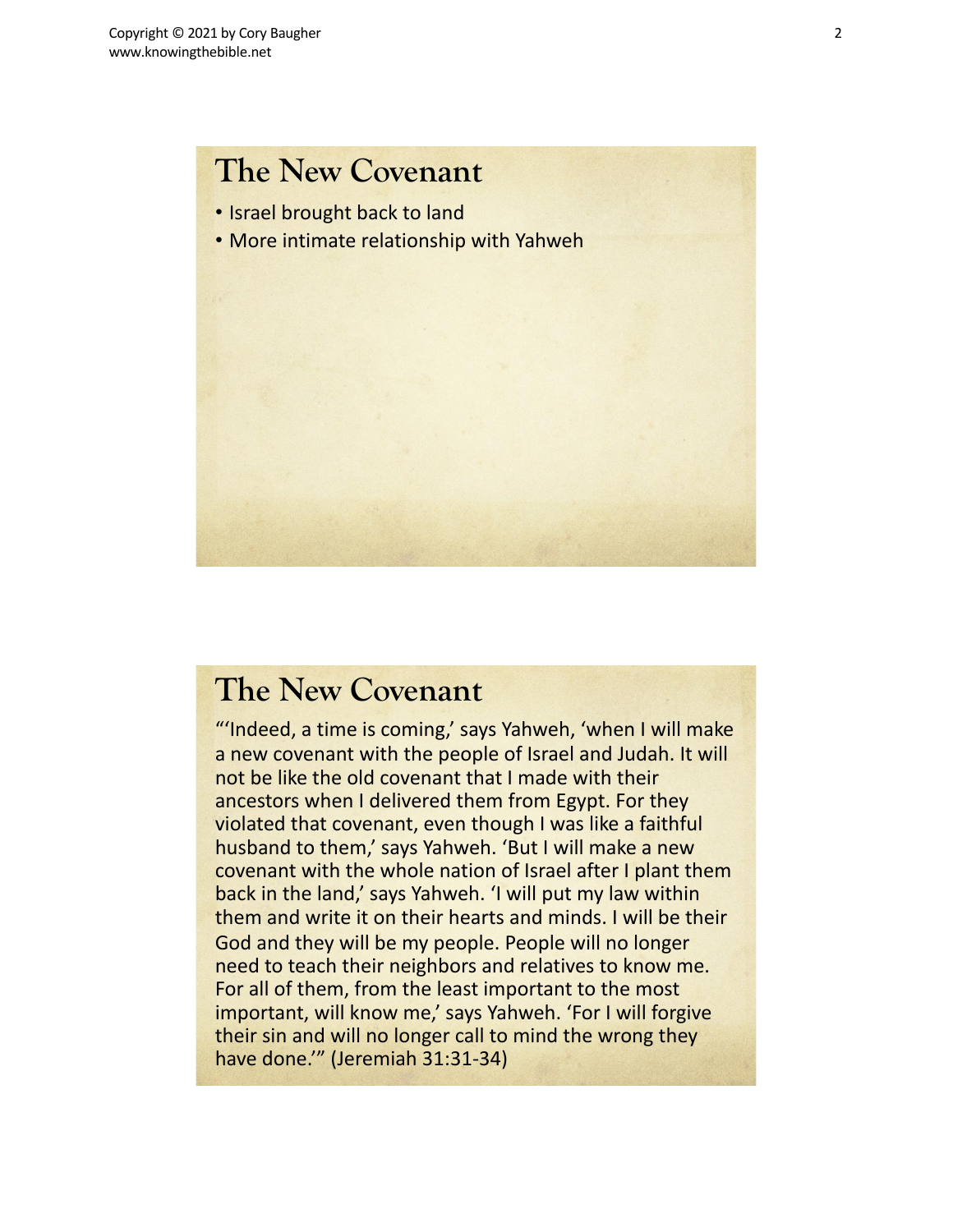## The New Covenant

- Israel brought back to land
- More intimate relationship with Yahweh

## The New Covenant

"'Indeed, a time is coming,' says Yahweh, 'when I will make a new covenant with the people of Israel and Judah. It will not be like the old covenant that I made with their ancestors when I delivered them from Egypt. For they violated that covenant, even though I was like a faithful husband to them,' says Yahweh. 'But I will make a new covenant with the whole nation of Israel after I plant them back in the land,' says Yahweh. 'I will put my law within them and write it on their hearts and minds. I will be their God and they will be my people. People will no longer need to teach their neighbors and relatives to know me. For all of them, from the least important to the most important, will know me,' says Yahweh. 'For I will forgive their sin and will no longer call to mind the wrong they have done.'" (Jeremiah 31:31-34)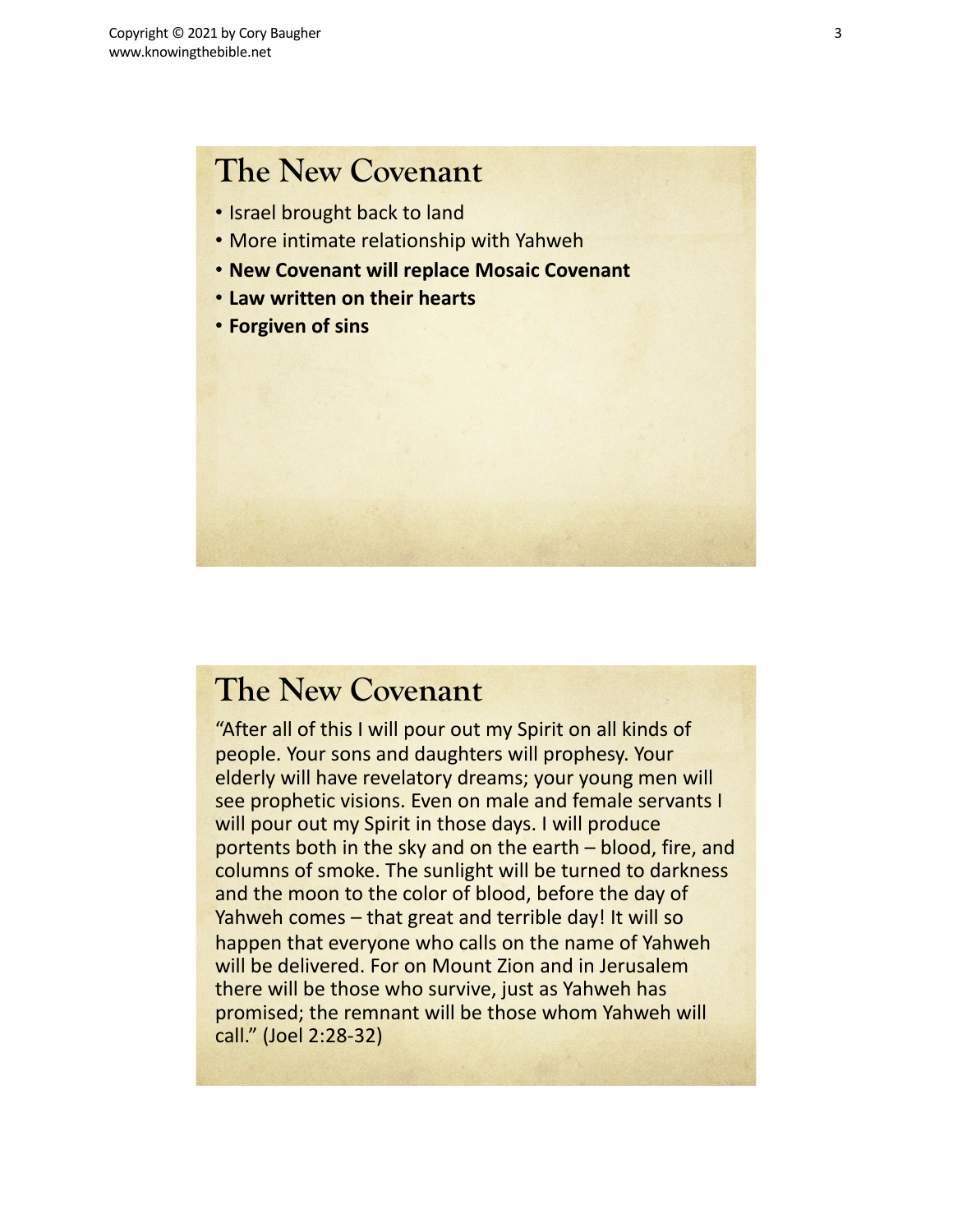## The New Covenant

- Israel brought back to land
- More intimate relationship with Yahweh
- **New Covenant will replace Mosaic Covenant**
- **Law written on their hearts**
- **Forgiven of sins**

## The New Covenant

"After all of this I will pour out my Spirit on all kinds of people. Your sons and daughters will prophesy. Your elderly will have revelatory dreams; your young men will see prophetic visions. Even on male and female servants I will pour out my Spirit in those days. I will produce portents both in the sky and on the earth – blood, fire, and columns of smoke. The sunlight will be turned to darkness and the moon to the color of blood, before the day of Yahweh comes – that great and terrible day! It will so happen that everyone who calls on the name of Yahweh will be delivered. For on Mount Zion and in Jerusalem there will be those who survive, just as Yahweh has promised; the remnant will be those whom Yahweh will call." (Joel 2:28-32)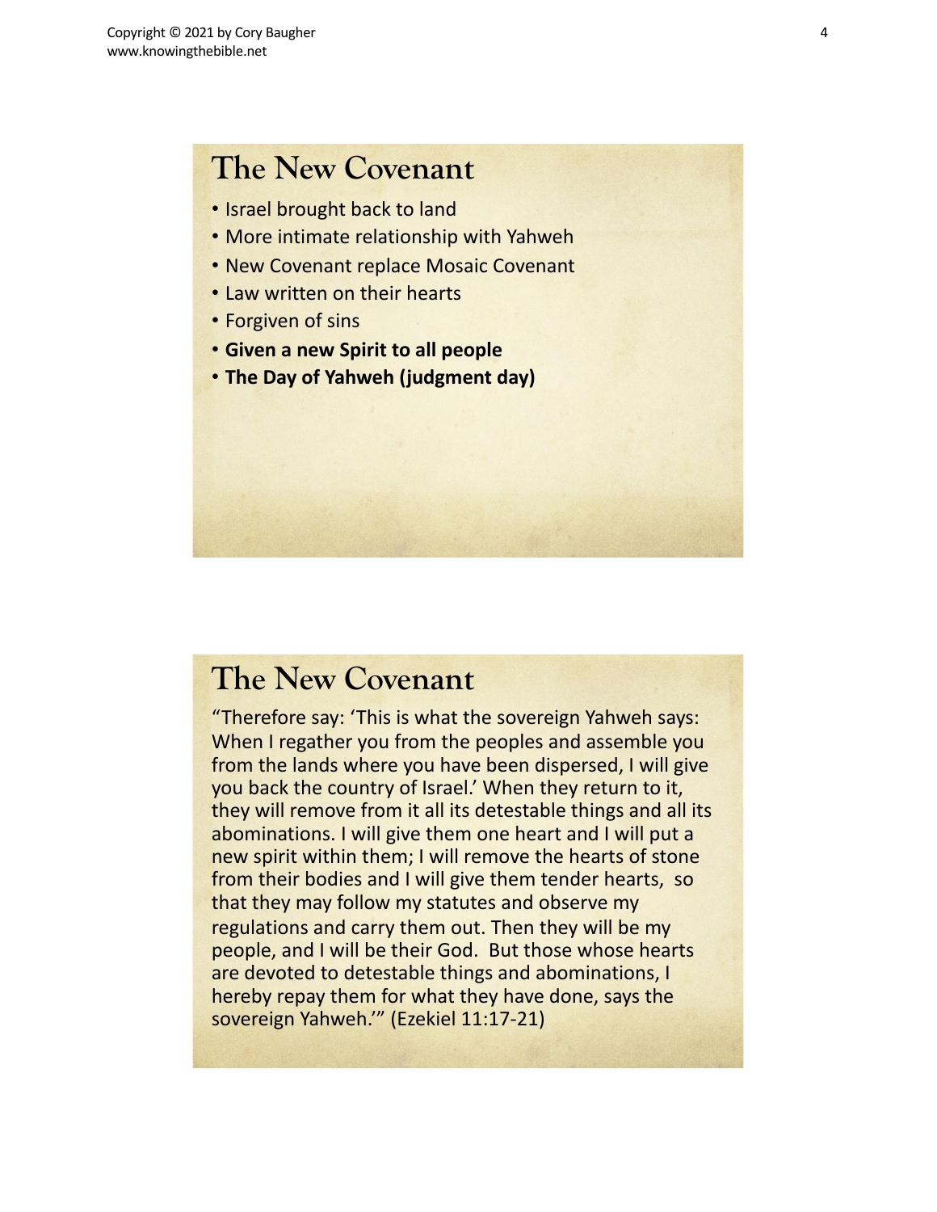## The New Covenant

- Israel brought back to land
- More intimate relationship with Yahweh
- New Covenant replace Mosaic Covenant
- Law written on their hearts
- Forgiven of sins
- **Given a new Spirit to all people**
- **The Day of Yahweh (judgment day)**

## The New Covenant

"Therefore say: 'This is what the sovereign Yahweh says: When I regather you from the peoples and assemble you from the lands where you have been dispersed, I will give you back the country of Israel.' When they return to it, they will remove from it all its detestable things and all its abominations. I will give them one heart and I will put a new spirit within them; I will remove the hearts of stone from their bodies and I will give them tender hearts, so that they may follow my statutes and observe my regulations and carry them out. Then they will be my people, and I will be their God. But those whose hearts are devoted to detestable things and abominations, I hereby repay them for what they have done, says the sovereign Yahweh.'" (Ezekiel 11:17-21)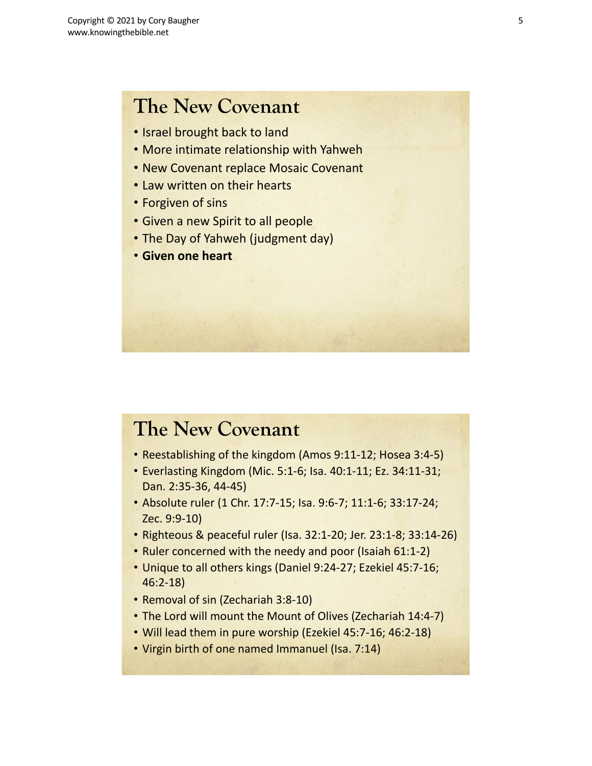## The New Covenant

- Israel brought back to land
- More intimate relationship with Yahweh
- New Covenant replace Mosaic Covenant
- Law written on their hearts
- Forgiven of sins
- Given a new Spirit to all people
- The Day of Yahweh (judgment day)
- **Given one heart**

## The New Covenant

- Reestablishing of the kingdom (Amos 9:11-12; Hosea 3:4-5)
- Everlasting Kingdom (Mic. 5:1-6; Isa. 40:1-11; Ez. 34:11-31; Dan. 2:35-36, 44-45)
- Absolute ruler (1 Chr. 17:7-15; Isa. 9:6-7; 11:1-6; 33:17-24; Zec. 9:9-10)
- Righteous & peaceful ruler (Isa. 32:1-20; Jer. 23:1-8; 33:14-26)
- Ruler concerned with the needy and poor (Isaiah 61:1-2)
- Unique to all others kings (Daniel 9:24-27; Ezekiel 45:7-16; 46:2-18)
- Removal of sin (Zechariah 3:8-10)
- The Lord will mount the Mount of Olives (Zechariah 14:4-7)
- Will lead them in pure worship (Ezekiel 45:7-16; 46:2-18)
- Virgin birth of one named Immanuel (Isa. 7:14)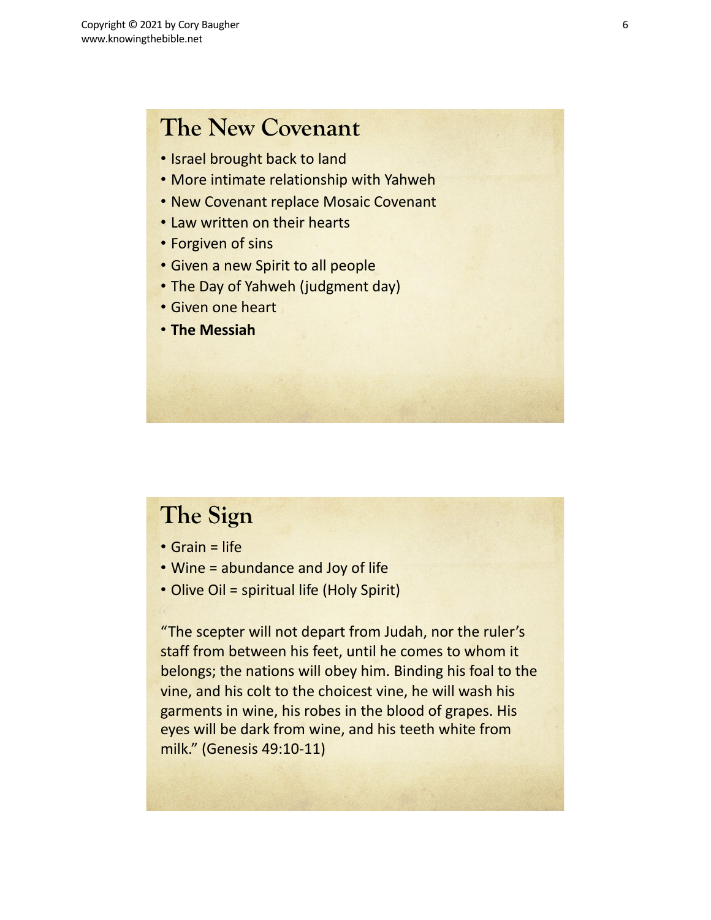## The New Covenant

- Israel brought back to land
- More intimate relationship with Yahweh
- New Covenant replace Mosaic Covenant
- Law written on their hearts
- Forgiven of sins
- Given a new Spirit to all people
- The Day of Yahweh (judgment day)
- Given one heart
- **The Messiah**

## The Sign

- Grain = life
- Wine = abundance and Joy of life
- Olive Oil = spiritual life (Holy Spirit)

"The scepter will not depart from Judah, nor the ruler's staff from between his feet, until he comes to whom it belongs; the nations will obey him. Binding his foal to the vine, and his colt to the choicest vine, he will wash his garments in wine, his robes in the blood of grapes. His eyes will be dark from wine, and his teeth white from milk." (Genesis 49:10-11)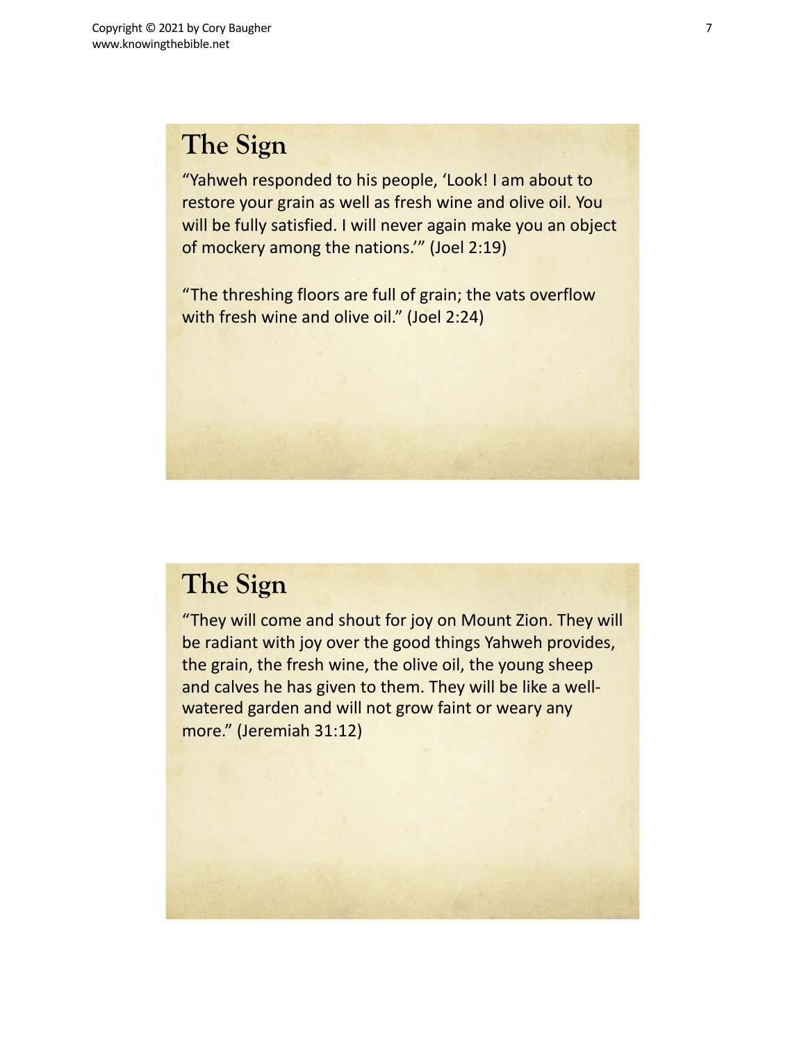## The Sign

"Yahweh responded to his people, 'Look! I am about to restore your grain as well as fresh wine and olive oil. You will be fully satisfied. I will never again make you an object of mockery among the nations.'" (Joel 2:19)

"The threshing floors are full of grain; the vats overflow with fresh wine and olive oil." (Joel 2:24)

## The Sign

"They will come and shout for joy on Mount Zion. They will be radiant with joy over the good things Yahweh provides, the grain, the fresh wine, the olive oil, the young sheep and calves he has given to them. They will be like a well-watered garden and will not grow faint or weary any more." (Jeremiah 31:12)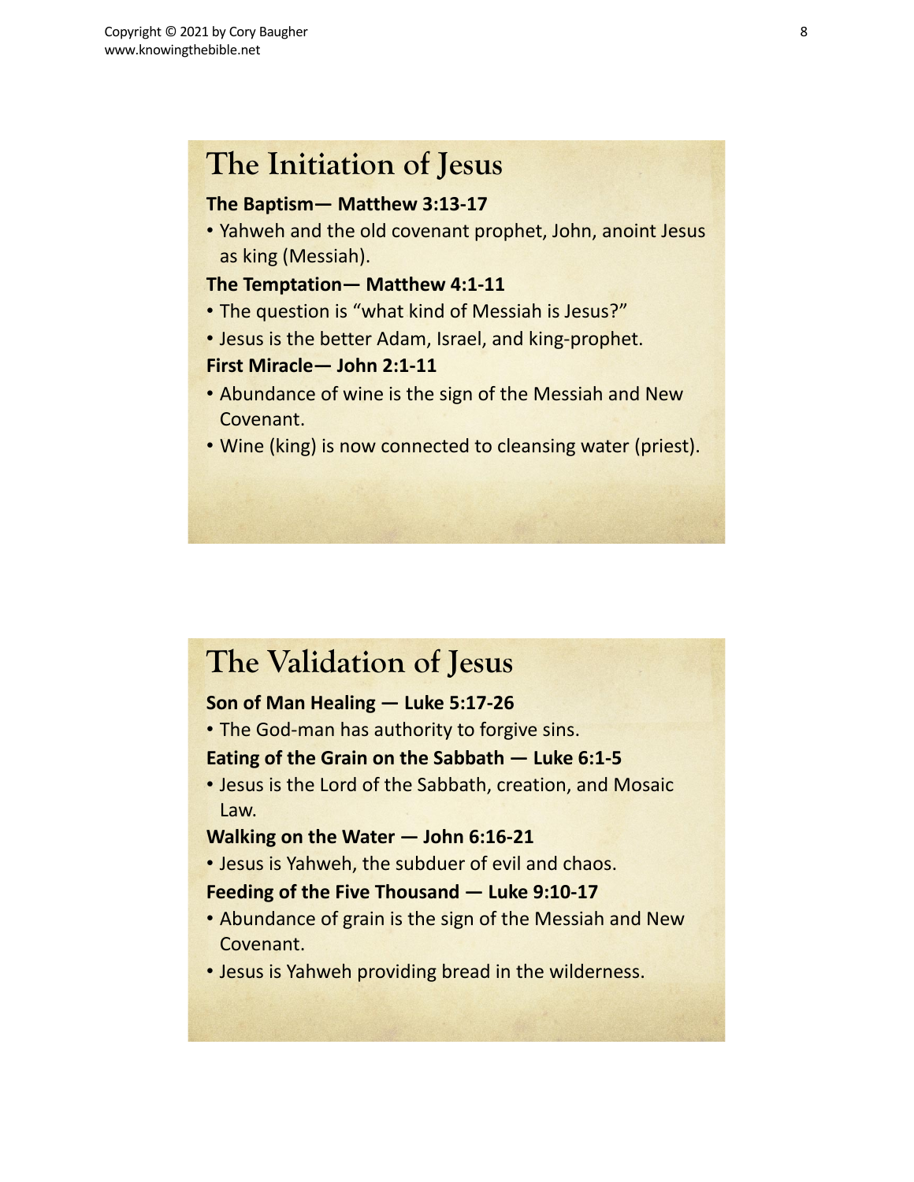## The Initiation of Jesus

**The Baptism— Matthew 3:13-17**

- Yahweh and the old covenant prophet, John, anoint Jesus as king (Messiah).

**The Temptation— Matthew 4:1-11**

- The question is "what kind of Messiah is Jesus?"
- Jesus is the better Adam, Israel, and king-prophet.

**First Miracle— John 2:1-11**

- Abundance of wine is the sign of the Messiah and New Covenant.
- Wine (king) is now connected to cleansing water (priest).

## The Validation of Jesus

**Son of Man Healing — Luke 5:17-26**

- The God-man has authority to forgive sins.

**Eating of the Grain on the Sabbath — Luke 6:1-5**

- Jesus is the Lord of the Sabbath, creation, and Mosaic Law.

**Walking on the Water — John 6:16-21**

- Jesus is Yahweh, the subduer of evil and chaos.

**Feeding of the Five Thousand — Luke 9:10-17**

- Abundance of grain is the sign of the Messiah and New Covenant.
- Jesus is Yahweh providing bread in the wilderness.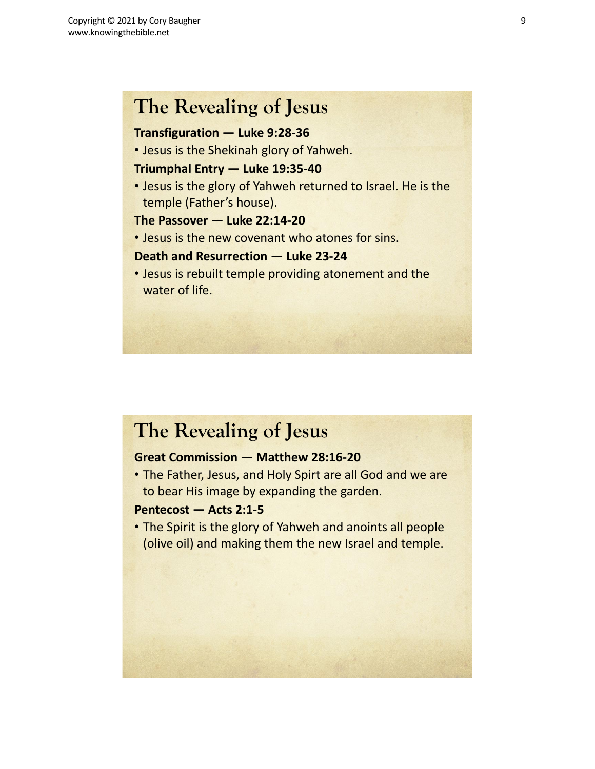## The Revealing of Jesus

**Transfiguration — Luke 9:28-36**

- Jesus is the Shekinah glory of Yahweh.

**Triumphal Entry — Luke 19:35-40**

- Jesus is the glory of Yahweh returned to Israel. He is the temple (Father's house).

**The Passover — Luke 22:14-20**

- Jesus is the new covenant who atones for sins.

**Death and Resurrection — Luke 23-24**

- Jesus is rebuilt temple providing atonement and the water of life.

## The Revealing of Jesus

**Great Commission — Matthew 28:16-20**

- The Father, Jesus, and Holy Spirt are all God and we are to bear His image by expanding the garden.

**Pentecost — Acts 2:1-5**

- The Spirit is the glory of Yahweh and anoints all people (olive oil) and making them the new Israel and temple.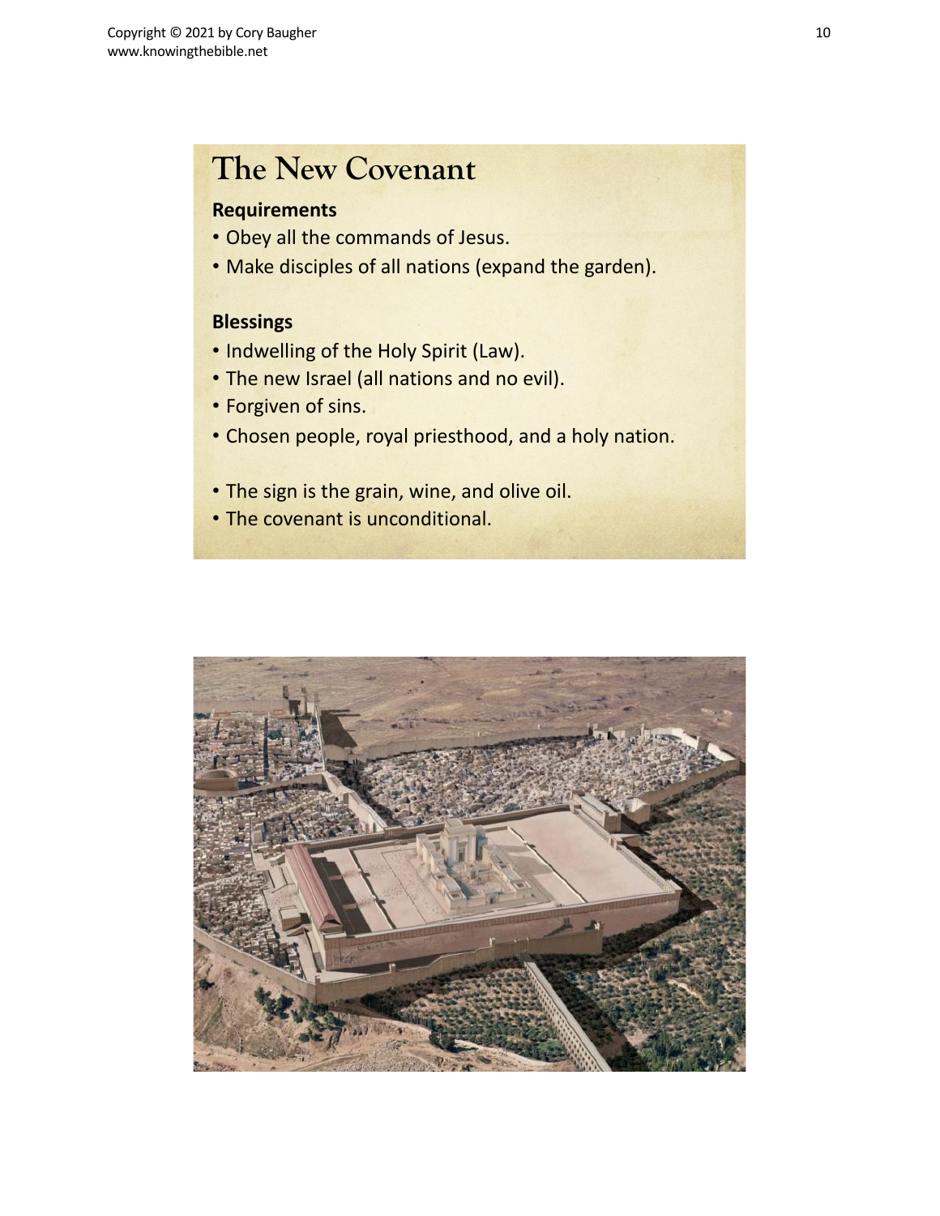# The New Covenant

**Requirements**

- Obey all the commands of Jesus.
- Make disciples of all nations (expand the garden).

**Blessings**

- Indwelling of the Holy Spirit (Law).
- The new Israel (all nations and no evil).
- Forgiven of sins.
- Chosen people, royal priesthood, and a holy nation.

- The sign is the grain, wine, and olive oil.
- The covenant is unconditional.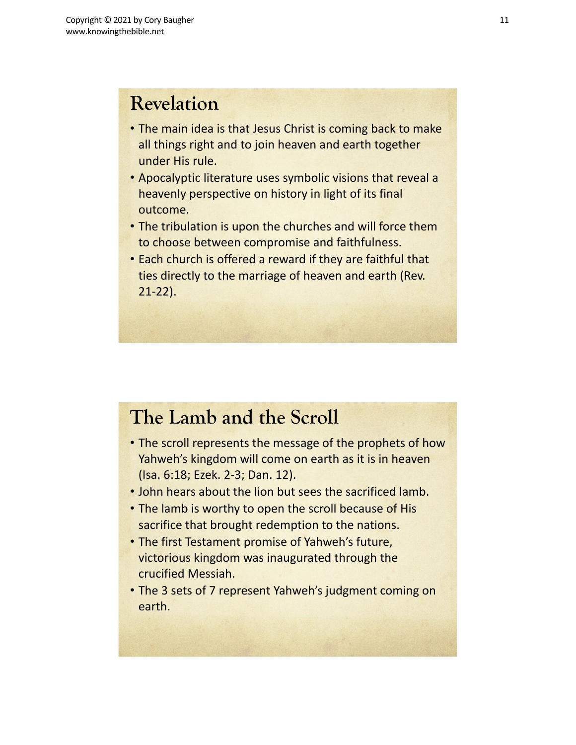## Revelation

- The main idea is that Jesus Christ is coming back to make all things right and to join heaven and earth together under His rule.
- Apocalyptic literature uses symbolic visions that reveal a heavenly perspective on history in light of its final outcome.
- The tribulation is upon the churches and will force them to choose between compromise and faithfulness.
- Each church is offered a reward if they are faithful that ties directly to the marriage of heaven and earth (Rev. 21-22).

## The Lamb and the Scroll

- The scroll represents the message of the prophets of how Yahweh's kingdom will come on earth as it is in heaven (Isa. 6:18; Ezek. 2-3; Dan. 12).
- John hears about the lion but sees the sacrificed lamb.
- The lamb is worthy to open the scroll because of His sacrifice that brought redemption to the nations.
- The first Testament promise of Yahweh's future, victorious kingdom was inaugurated through the crucified Messiah.
- The 3 sets of 7 represent Yahweh's judgment coming on earth.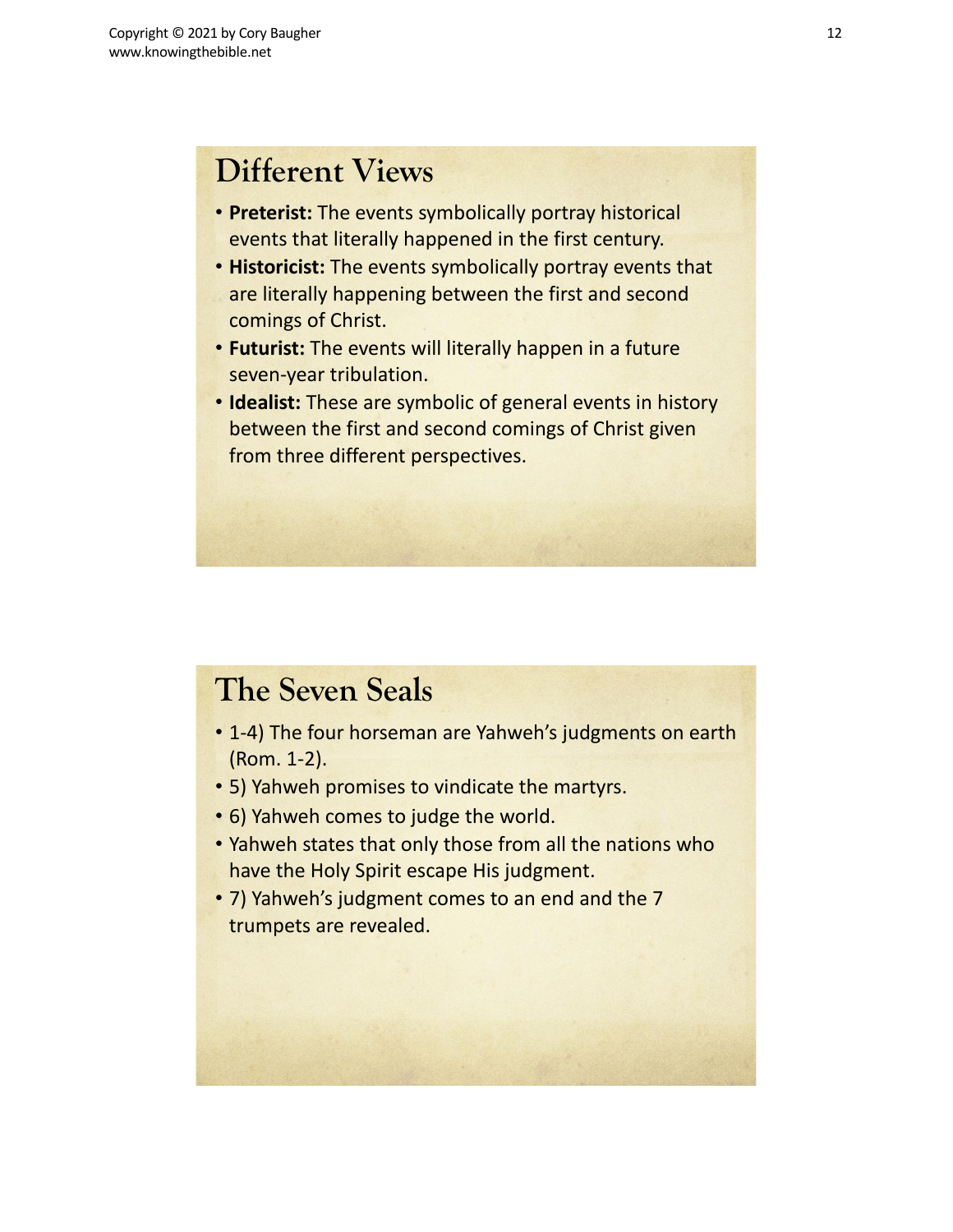## Different Views

- **Preterist:** The events symbolically portray historical events that literally happened in the first century.
- **Historicist:** The events symbolically portray events that are literally happening between the first and second comings of Christ.
- **Futurist:** The events will literally happen in a future seven-year tribulation.
- **Idealist:** These are symbolic of general events in history between the first and second comings of Christ given from three different perspectives.

## The Seven Seals

- 1-4) The four horseman are Yahweh's judgments on earth (Rom. 1-2).
- 5) Yahweh promises to vindicate the martyrs.
- 6) Yahweh comes to judge the world.
- Yahweh states that only those from all the nations who have the Holy Spirit escape His judgment.
- 7) Yahweh's judgment comes to an end and the 7 trumpets are revealed.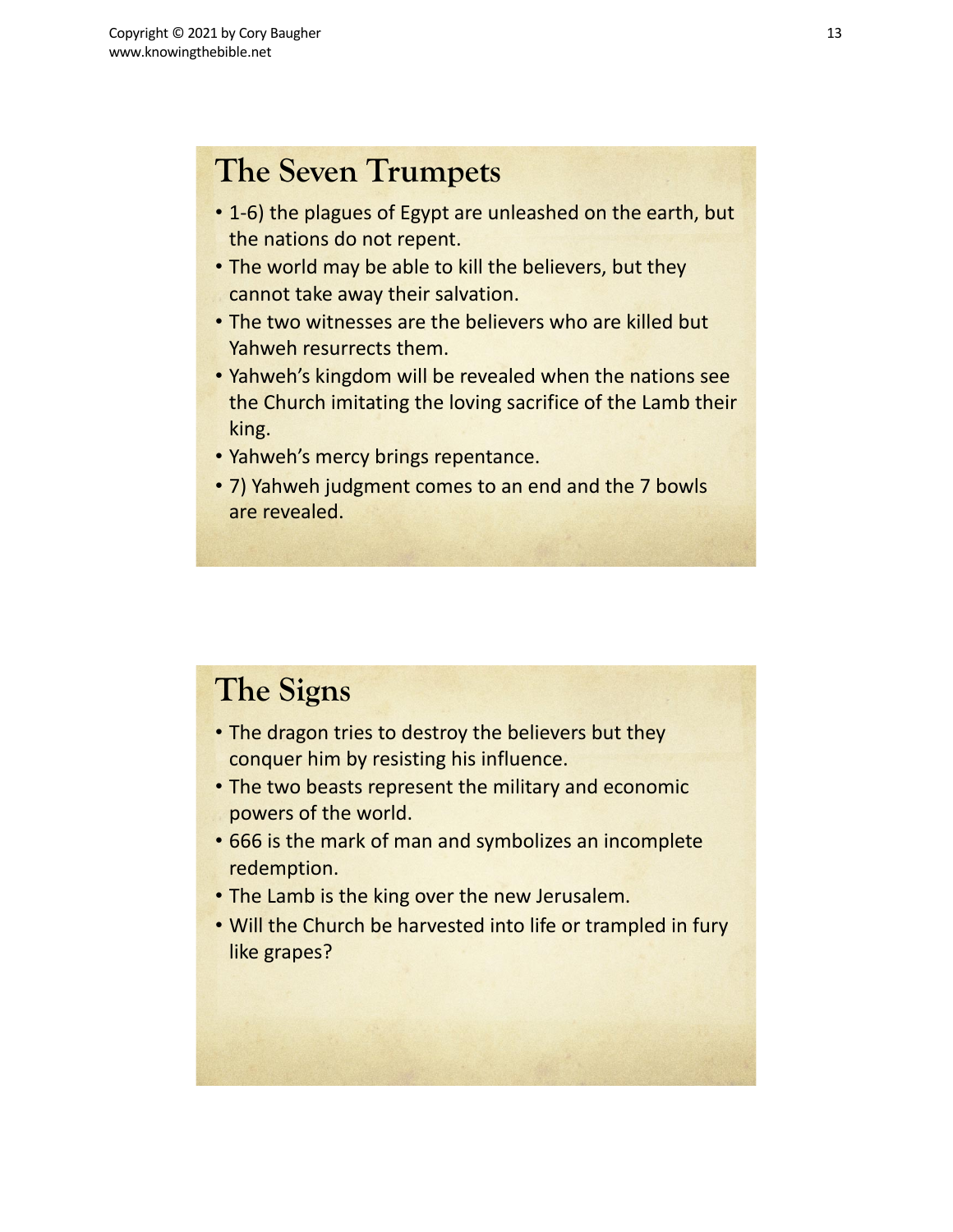## The Seven Trumpets

- 1-6) the plagues of Egypt are unleashed on the earth, but the nations do not repent.
- The world may be able to kill the believers, but they cannot take away their salvation.
- The two witnesses are the believers who are killed but Yahweh resurrects them.
- Yahweh's kingdom will be revealed when the nations see the Church imitating the loving sacrifice of the Lamb their king.
- Yahweh's mercy brings repentance.
- 7) Yahweh judgment comes to an end and the 7 bowls are revealed.

## The Signs

- The dragon tries to destroy the believers but they conquer him by resisting his influence.
- The two beasts represent the military and economic powers of the world.
- 666 is the mark of man and symbolizes an incomplete redemption.
- The Lamb is the king over the new Jerusalem.
- Will the Church be harvested into life or trampled in fury like grapes?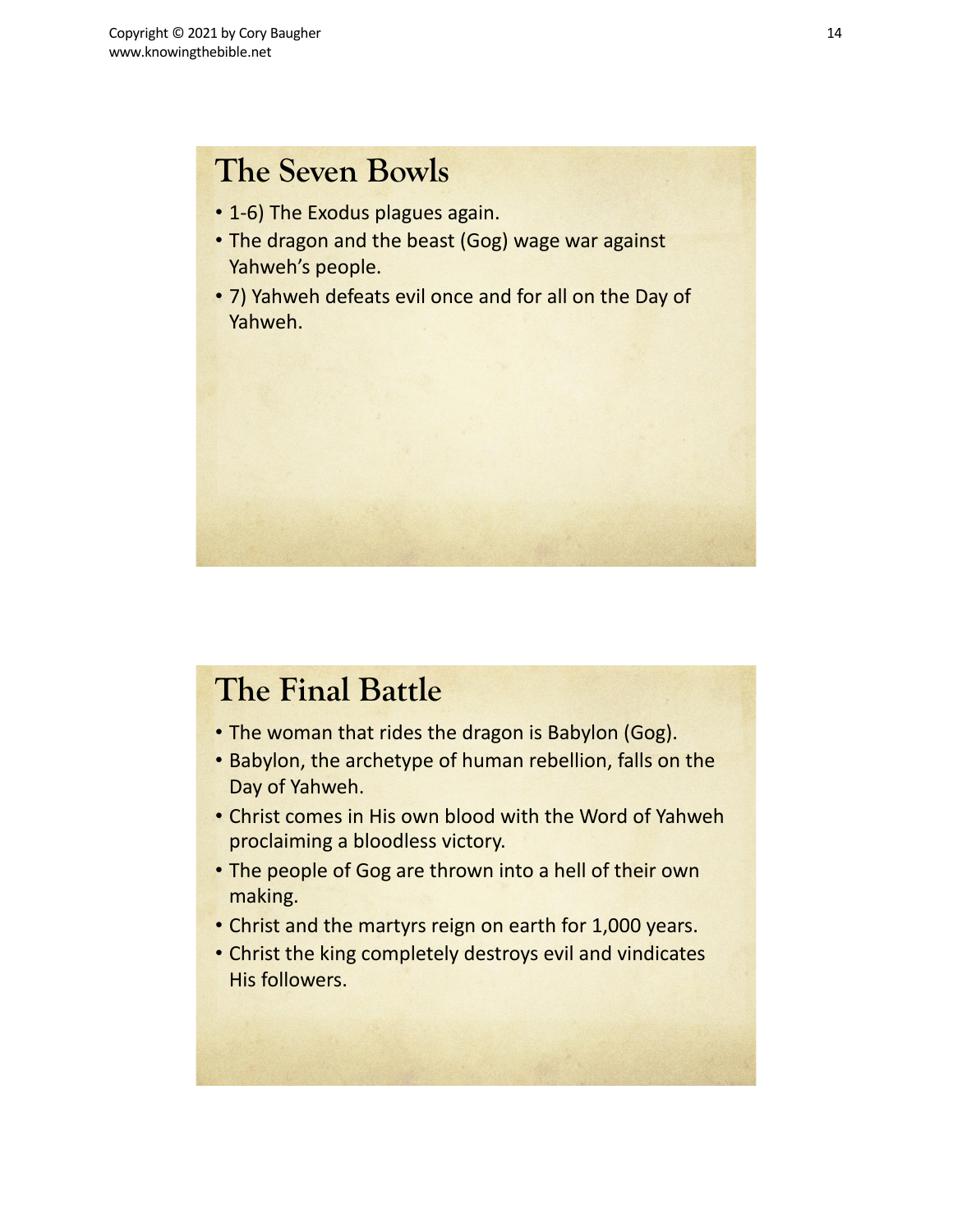## The Seven Bowls

- 1-6) The Exodus plagues again.
- The dragon and the beast (Gog) wage war against Yahweh's people.
- 7) Yahweh defeats evil once and for all on the Day of Yahweh.

## The Final Battle

- The woman that rides the dragon is Babylon (Gog).
- Babylon, the archetype of human rebellion, falls on the Day of Yahweh.
- Christ comes in His own blood with the Word of Yahweh proclaiming a bloodless victory.
- The people of Gog are thrown into a hell of their own making.
- Christ and the martyrs reign on earth for 1,000 years.
- Christ the king completely destroys evil and vindicates His followers.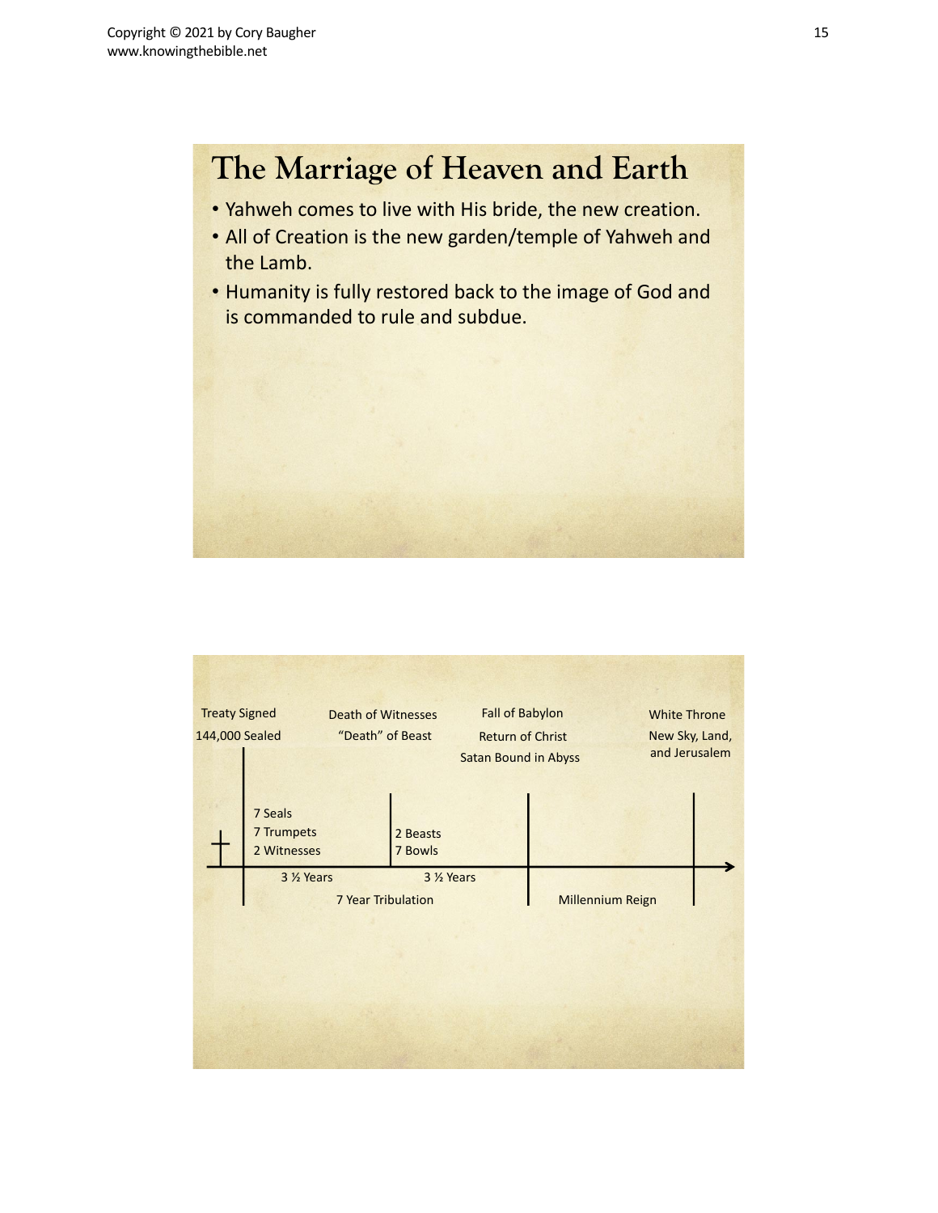## The Marriage of Heaven and Earth

- Yahweh comes to live with His bride, the new creation.
- All of Creation is the new garden/temple of Yahweh and the Lamb.
- Humanity is fully restored back to the image of God and is commanded to rule and subdue.

Treaty Signed
144,000 Sealed

Death of Witnesses
"Death" of Beast

Fall of Babylon
Return of Christ
Satan Bound in Abyss

White Throne
New Sky, Land, and Jerusalem

7 Seals
7 Trumpets
2 Witnesses

2 Beasts
7 Bowls

3 ½ Years

3 ½ Years

7 Year Tribulation

Millennium Reign